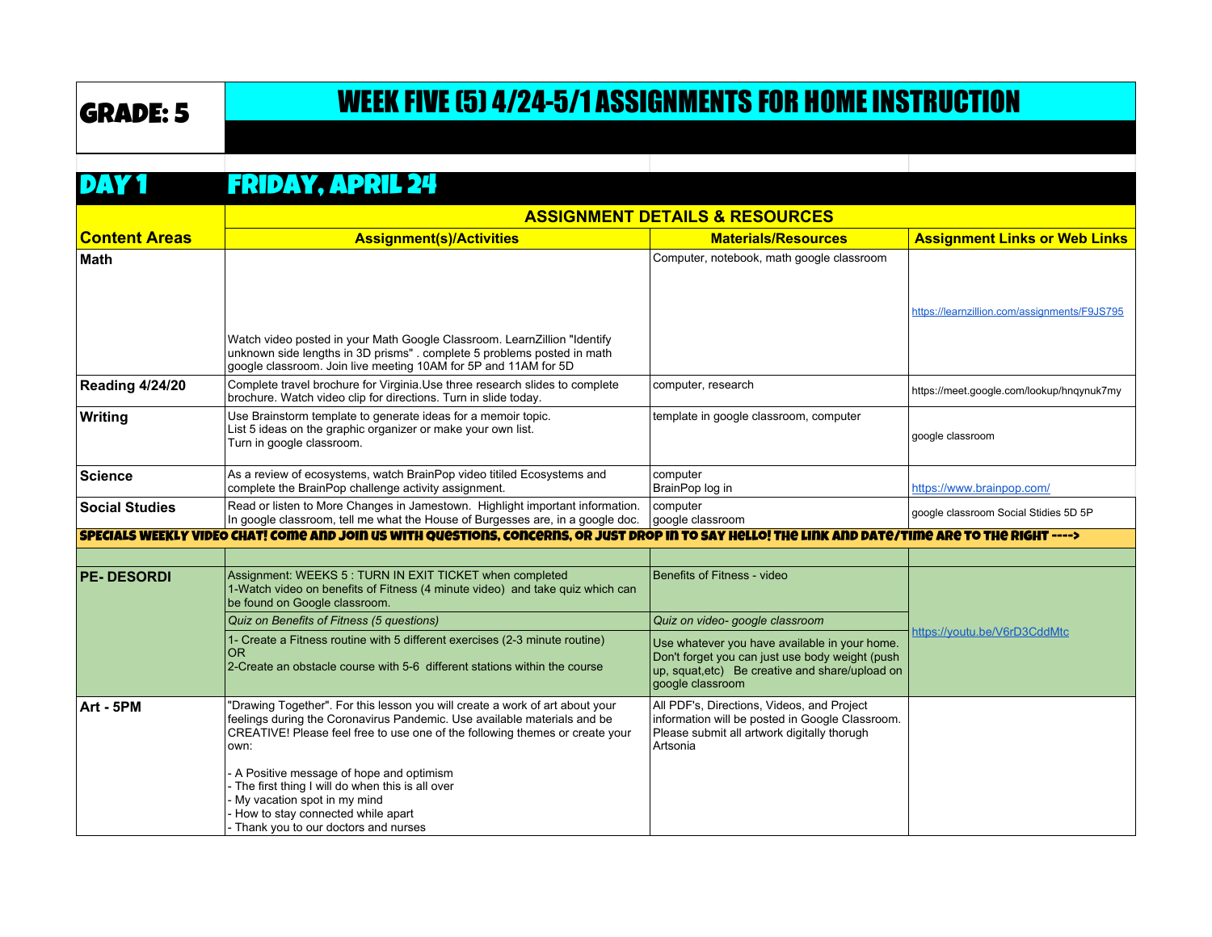# GRADE: 5

# WEEK FIVE (5) 4/24-5/1 ASSIGNMENTS FOR HOME INSTRUCTION

## DAY 1 FRIDAY, APRIL 24

| Content Areas | Assignment(s)/Activities | Materials/Resources | Assignment Links or Web Links |
|---|---|---|---|
| | ASSIGNMENT DETAILS & RESOURCES | | |
| **Math** | Watch video posted in your Math Google Classroom. LearnZillion "Identify unknown side lengths in 3D prisms" . complete 5 problems posted in math google classroom. Join live meeting 10AM for 5P and 11AM for 5D | Computer, notebook, math google classroom | https://learnzillion.com/assignments/F9JS795 |
| **Reading 4/24/20** | Complete travel brochure for Virginia.Use three research slides to complete brochure. Watch video clip for directions. Turn in slide today. | computer, research | https://meet.google.com/lookup/hnqynuk7my |
| **Writing** | Use Brainstorm template to generate ideas for a memoir topic. List 5 ideas on the graphic organizer or make your own list. Turn in google classroom. | template in google classroom, computer | google classroom |
| **Science** | As a review of ecosystems, watch BrainPop video titiled Ecosystems and complete the BrainPop challenge activity assignment. | computer BrainPop log in | https://www.brainpop.com/ |
| **Social Studies** | Read or listen to More Changes in Jamestown. Highlight important information. In google classroom, tell me what the House of Burgesses are, in a google doc. | computer google classroom | google classroom Social Stidies 5D 5P |
| **SPECIALS WEEKLY VIDEO CHAT! COME AND JOIN US WITH QUESTIONS, CONCERNS, OR JUST DROP IN TO SAY HELLO! THE LINK AND DATE/TIME ARE TO THE RIGHT ---->** | | | |
| | | | |
| **PE- DESORDI** | Assignment: WEEKS 5 : TURN IN EXIT TICKET when completed 1-Watch video on benefits of Fitness (4 minute video) and take quiz which can be found on Google classroom. | Benefits of Fitness - video | https://youtu.be/V6rD3CddMtc |
| | *Quiz on Benefits of Fitness (5 questions)* | *Quiz on video- google classroom* | |
| | 1- Create a Fitness routine with 5 different exercises (2-3 minute routine) OR 2-Create an obstacle course with 5-6 different stations within the course | Use whatever you have available in your home. Don't forget you can just use body weight (push up, squat,etc) Be creative and share/upload on google classroom | |
| **Art - 5PM** | "Drawing Together". For this lesson you will create a work of art about your feelings during the Coronavirus Pandemic. Use available materials and be CREATIVE! Please feel free to use one of the following themes or create your own:<br><br>- A Positive message of hope and optimism<br>- The first thing I will do when this is all over<br>- My vacation spot in my mind<br>- How to stay connected while apart<br>- Thank you to our doctors and nurses | All PDF's, Directions, Videos, and Project information will be posted in Google Classroom. Please submit all artwork digitally thorugh Artsonia | |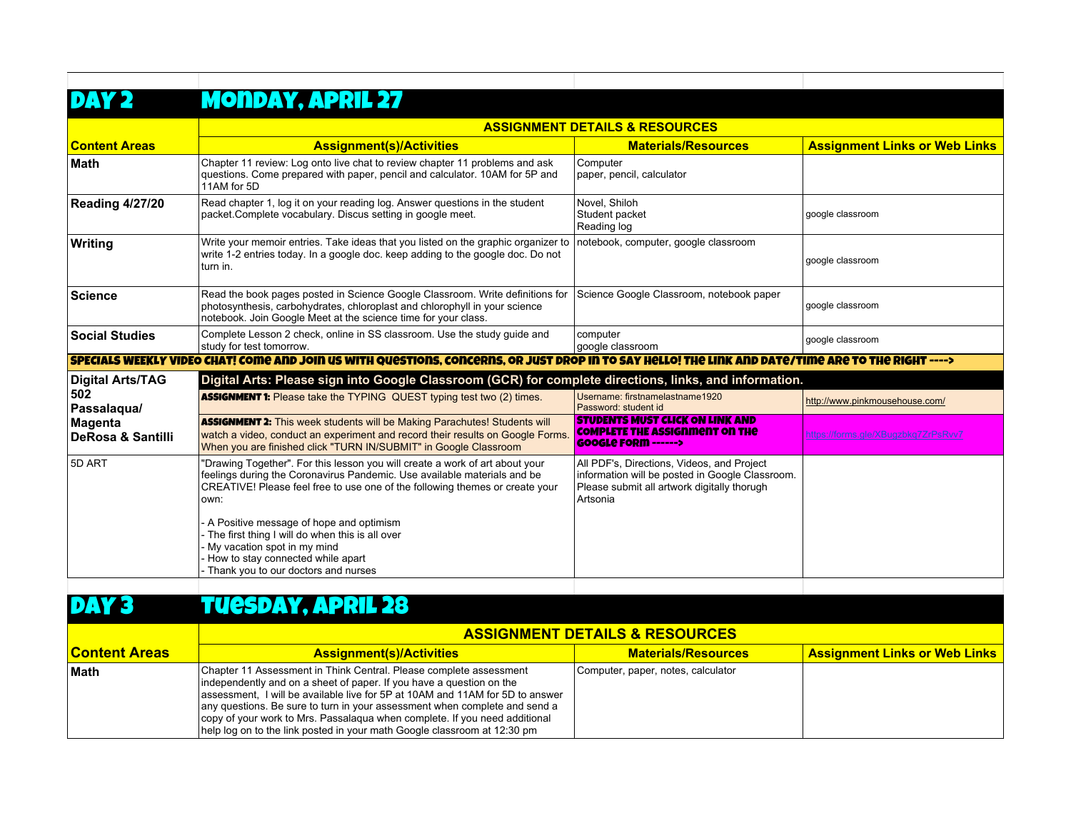## DAY 2 — MONDAY, APRIL 27

| Content Areas | Assignment(s)/Activities | Materials/Resources | Assignment Links or Web Links |
|---|---|---|---|
| | **ASSIGNMENT DETAILS & RESOURCES** | | |
| **Math** | Chapter 11 review: Log onto live chat to review chapter 11 problems and ask questions. Come prepared with paper, pencil and calculator. 10AM for 5P and 11AM for 5D | Computer<br>paper, pencil, calculator | |
| **Reading 4/27/20** | Read chapter 1, log it on your reading log. Answer questions in the student packet.Complete vocabulary. Discus setting in google meet. | Novel, Shiloh<br>Student packet<br>Reading log | google classroom |
| **Writing** | Write your memoir entries. Take ideas that you listed on the graphic organizer to write 1-2 entries today. In a google doc. keep adding to the google doc. Do not turn in. | notebook, computer, google classroom | google classroom |
| **Science** | Read the book pages posted in Science Google Classroom. Write definitions for photosynthesis, carbohydrates, chloroplast and chlorophyll in your science notebook. Join Google Meet at the science time for your class. | Science Google Classroom, notebook paper | google classroom |
| **Social Studies** | Complete Lesson 2 check, online in SS classroom. Use the study guide and study for test tomorrow. | computer<br>google classroom | google classroom |
| **SPECIALS WEEKLY VIDEO CHAT! COME AND JOIN US WITH QUESTIONS, CONCERNS, OR JUST DROP IN TO SAY HELLO! THE LINK AND DATE/TIME ARE TO THE RIGHT ---->** | | | |
| **Digital Arts/TAG 502 Passalaqua/ Magenta DeRosa & Santilli** | **Digital Arts: Please sign into Google Classroom (GCR) for complete directions, links, and information.** | | |
| | **ASSIGNMENT 1:** Please take the TYPING QUEST typing test two (2) times. | Username: firstnamelastname1920<br>Password: student id | http://www.pinkmousehouse.com/ |
| | **ASSIGNMENT 2:** This week students will be Making Parachutes! Students will watch a video, conduct an experiment and record their results on Google Forms. When you are finished click "TURN IN/SUBMIT" in Google Classroom | **STUDENTS MUST CLICK ON LINK AND COMPLETE THE ASSIGNMENT ON THE GOOGLE FORM ------>** | https://forms.gle/XBugzbkq7ZrPsRvv7 |
| 5D ART | "Drawing Together". For this lesson you will create a work of art about your feelings during the Coronavirus Pandemic. Use available materials and be CREATIVE! Please feel free to use one of the following themes or create your own:<br><br>- A Positive message of hope and optimism<br>- The first thing I will do when this is all over<br>- My vacation spot in my mind<br>- How to stay connected while apart<br>- Thank you to our doctors and nurses | All PDF's, Directions, Videos, and Project information will be posted in Google Classroom. Please submit all artwork digitally thorugh Artsonia | |

## DAY 3 — TUESDAY, APRIL 28

| Content Areas | Assignment(s)/Activities | Materials/Resources | Assignment Links or Web Links |
|---|---|---|---|
| | **ASSIGNMENT DETAILS & RESOURCES** | | |
| **Math** | Chapter 11 Assessment in Think Central. Please complete assessment independently and on a sheet of paper. If you have a question on the assessment, I will be available live for 5P at 10AM and 11AM for 5D to answer any questions. Be sure to turn in your assessment when complete and send a copy of your work to Mrs. Passalaqua when complete. If you need additional help log on to the link posted in your math Google classroom at 12:30 pm | Computer, paper, notes, calculator | |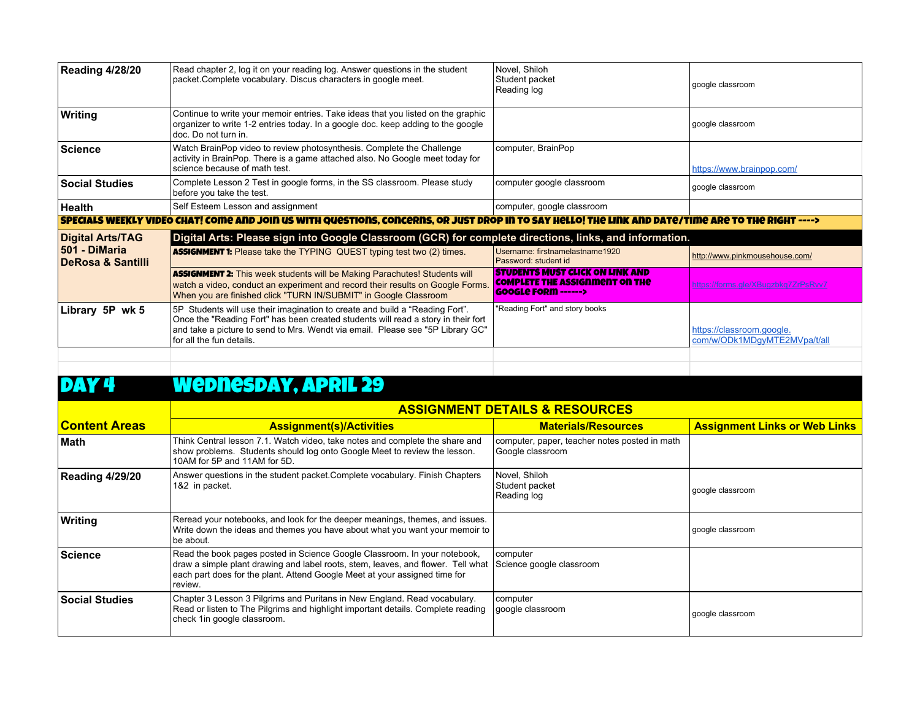| | | | |
|---|---|---|---|
| **Reading 4/28/20** | Read chapter 2, log it on your reading log. Answer questions in the student packet.Complete vocabulary. Discus characters in google meet. | Novel, Shiloh<br>Student packet<br>Reading log | google classroom |
| **Writing** | Continue to write your memoir entries. Take ideas that you listed on the graphic organizer to write 1-2 entries today. In a google doc. keep adding to the google doc. Do not turn in. | | google classroom |
| **Science** | Watch BrainPop video to review photosynthesis. Complete the Challenge activity in BrainPop. There is a game attached also. No Google meet today for science because of math test. | computer, BrainPop | https://www.brainpop.com/ |
| **Social Studies** | Complete Lesson 2 Test in google forms, in the SS classroom. Please study before you take the test. | computer google classroom | google classroom |
| **Health** | Self Esteem Lesson and assignment | computer, google classroom | |
| **SPECIALS WEEKLY VIDEO CHAT! COME AND JOIN US WITH QUESTIONS, CONCERNS, OR JUST DROP IN TO SAY HELLO! THE LINK AND DATE/TIME ARE TO THE RIGHT ---->** | | | |
| **Digital Arts/TAG 501 - DiMaria DeRosa & Santilli** | **Digital Arts: Please sign into Google Classroom (GCR) for complete directions, links, and information.** | | |
| | **ASSIGNMENT 1:** Please take the TYPING QUEST typing test two (2) times. | Username: firstnamelastname1920<br>Password: student id | http://www.pinkmousehouse.com/ |
| | **ASSIGNMENT 2:** This week students will be Making Parachutes! Students will watch a video, conduct an experiment and record their results on Google Forms. When you are finished click "TURN IN/SUBMIT" in Google Classroom | **STUDENTS MUST CLICK ON LINK AND COMPLETE THE ASSIGNMENT ON THE GOOGLE FORM ------>** | https://forms.gle/XBugzbkg7ZrPsRvv7 |
| **Library 5P wk 5** | 5P Students will use their imagination to create and build a "Reading Fort". Once the "Reading Fort" has been created students will read a story in their fort and take a picture to send to Mrs. Wendt via email. Please see "5P Library GC" for all the fun details. | "Reading Fort" and story books | https://classroom.google.com/w/ODk1MDgyMTE2MVpa/t/all |

# DAY 4 WEDNESDAY, APRIL 29

| Content Areas | ASSIGNMENT DETAILS & RESOURCES | | |
|---|---|---|---|
| | **Assignment(s)/Activities** | **Materials/Resources** | **Assignment Links or Web Links** |
| **Math** | Think Central lesson 7.1. Watch video, take notes and complete the share and show problems. Students should log onto Google Meet to review the lesson. 10AM for 5P and 11AM for 5D. | computer, paper, teacher notes posted in math Google classroom | |
| **Reading 4/29/20** | Answer questions in the student packet.Complete vocabulary. Finish Chapters 1&2 in packet. | Novel, Shiloh<br>Student packet<br>Reading log | google classroom |
| **Writing** | Reread your notebooks, and look for the deeper meanings, themes, and issues. Write down the ideas and themes you have about what you want your memoir to be about. | | google classroom |
| **Science** | Read the book pages posted in Science Google Classroom. In your notebook, draw a simple plant drawing and label roots, stem, leaves, and flower. Tell what each part does for the plant. Attend Google Meet at your assigned time for review. | computer<br>Science google classroom | |
| **Social Studies** | Chapter 3 Lesson 3 Pilgrims and Puritans in New England. Read vocabulary. Read or listen to The Pilgrims and highlight important details. Complete reading check 1in google classroom. | computer<br>google classroom | google classroom |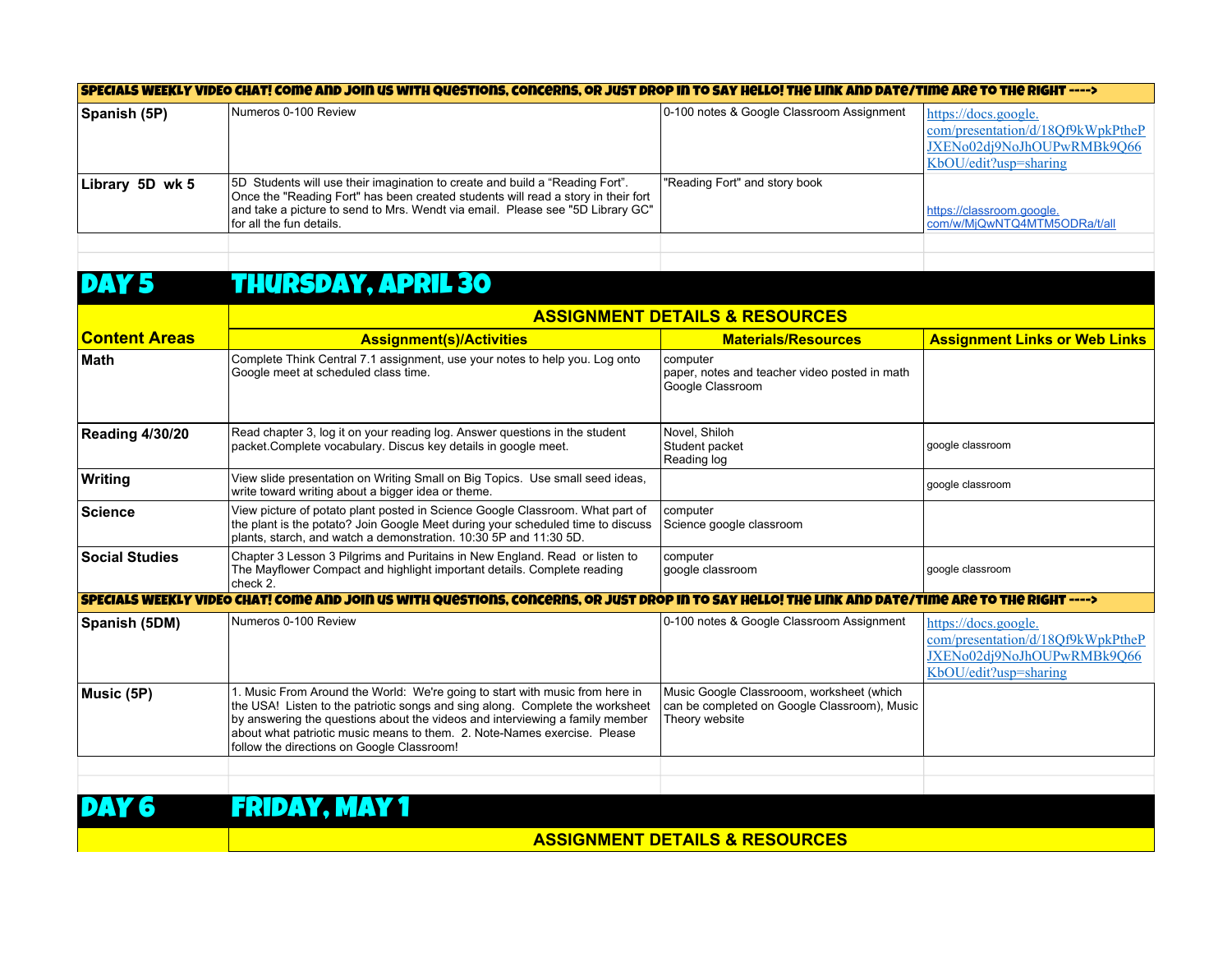| | | | |
|---|---|---|---|
| **SPECIALS WEEKLY VIDEO CHAT! COME AND JOIN US WITH QUESTIONS, CONCERNS, OR JUST DROP IN TO SAY HELLO! THE LINK AND DATE/TIME ARE TO THE RIGHT ---->** | | | |
| **Spanish (5P)** | Numeros 0-100 Review | 0-100 notes & Google Classroom Assignment | https://docs.google.com/presentation/d/18Qf9kWpkPthePJXENo02dj9NoJhOUPwRMBk9Q66KbOU/edit?usp=sharing |
| **Library 5D wk 5** | 5D Students will use their imagination to create and build a "Reading Fort". Once the "Reading Fort" has been created students will read a story in their fort and take a picture to send to Mrs. Wendt via email. Please see "5D Library GC" for all the fun details. | "Reading Fort" and story book | https://classroom.google.com/w/MjQwNTQ4MTM5ODRa/t/all |

## DAY 5 THURSDAY, APRIL 30

| Content Areas | ASSIGNMENT DETAILS & RESOURCES | | |
|---|---|---|---|
| | **Assignment(s)/Activities** | **Materials/Resources** | **Assignment Links or Web Links** |
| **Math** | Complete Think Central 7.1 assignment, use your notes to help you. Log onto Google meet at scheduled class time. | computer<br>paper, notes and teacher video posted in math Google Classroom | |
| **Reading 4/30/20** | Read chapter 3, log it on your reading log. Answer questions in the student packet.Complete vocabulary. Discus key details in google meet. | Novel, Shiloh<br>Student packet<br>Reading log | google classroom |
| **Writing** | View slide presentation on Writing Small on Big Topics. Use small seed ideas, write toward writing about a bigger idea or theme. | | google classroom |
| **Science** | View picture of potato plant posted in Science Google Classroom. What part of the plant is the potato? Join Google Meet during your scheduled time to discuss plants, starch, and watch a demonstration. 10:30 5P and 11:30 5D. | computer<br>Science google classroom | |
| **Social Studies** | Chapter 3 Lesson 3 Pilgrims and Puritains in New England. Read or listen to The Mayflower Compact and highlight important details. Complete reading check 2. | computer<br>google classroom | google classroom |
| **SPECIALS WEEKLY VIDEO CHAT! COME AND JOIN US WITH QUESTIONS, CONCERNS, OR JUST DROP IN TO SAY HELLO! THE LINK AND DATE/TIME ARE TO THE RIGHT ---->** | | | |
| **Spanish (5DM)** | Numeros 0-100 Review | 0-100 notes & Google Classroom Assignment | https://docs.google.com/presentation/d/18Qf9kWpkPthePJXENo02dj9NoJhOUPwRMBk9Q66KbOU/edit?usp=sharing |
| **Music (5P)** | 1. Music From Around the World: We're going to start with music from here in the USA! Listen to the patriotic songs and sing along. Complete the worksheet by answering the questions about the videos and interviewing a family member about what patriotic music means to them. 2. Note-Names exercise. Please follow the directions on Google Classroom! | Music Google Classrooom, worksheet (which can be completed on Google Classroom), Music Theory website | |

## DAY 6 FRIDAY, MAY 1

**ASSIGNMENT DETAILS & RESOURCES**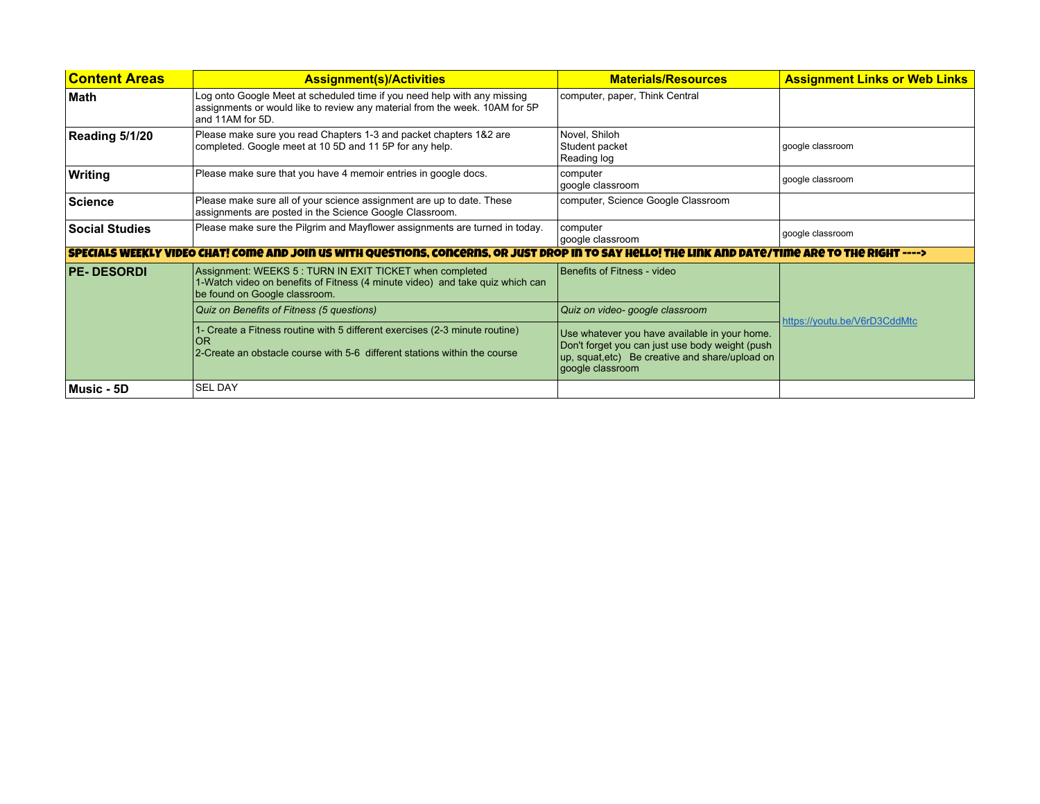| Content Areas | Assignment(s)/Activities | Materials/Resources | Assignment Links or Web Links |
|---|---|---|---|
| **Math** | Log onto Google Meet at scheduled time if you need help with any missing assignments or would like to review any material from the week. 10AM for 5P and 11AM for 5D. | computer, paper, Think Central | |
| **Reading 5/1/20** | Please make sure you read Chapters 1-3 and packet chapters 1&2 are completed. Google meet at 10 5D and 11 5P for any help. | Novel, Shiloh<br>Student packet<br>Reading log | google classroom |
| **Writing** | Please make sure that you have 4 memoir entries in google docs. | computer<br>google classroom | google classroom |
| **Science** | Please make sure all of your science assignment are up to date. These assignments are posted in the Science Google Classroom. | computer, Science Google Classroom | |
| **Social Studies** | Please make sure the Pilgrim and Mayflower assignments are turned in today. | computer<br>google classroom | google classroom |
| **SPECIALS WEEKLY VIDEO CHAT! Come and join us with questions, concerns, or just drop in to say hello! The link and date/time are to the right ---->** | | | |
| **PE- DESORDI** | Assignment: WEEKS 5 : TURN IN EXIT TICKET when completed<br>1-Watch video on benefits of Fitness (4 minute video) and take quiz which can be found on Google classroom. | Benefits of Fitness - video | https://youtu.be/V6rD3CddMtc |
| | *Quiz on Benefits of Fitness (5 questions)* | *Quiz on video- google classroom* | |
| | 1- Create a Fitness routine with 5 different exercises (2-3 minute routine)<br>OR<br>2-Create an obstacle course with 5-6 different stations within the course | Use whatever you have available in your home. Don't forget you can just use body weight (push up, squat,etc) Be creative and share/upload on google classroom | |
| **Music - 5D** | SEL DAY | | |